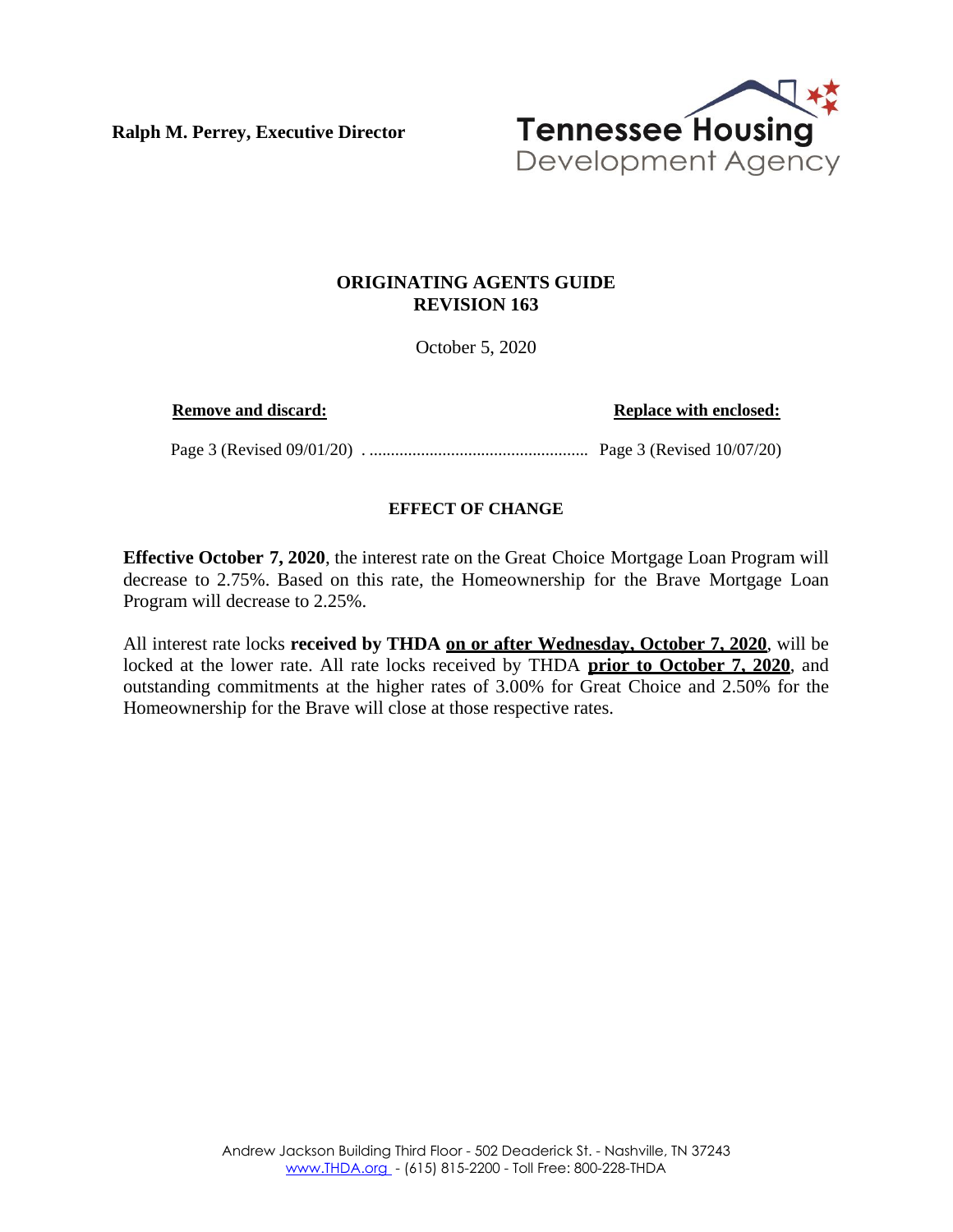**Ralph M. Perrey, Executive Director**

Tennessee Housing Development Agency

## ORIGINATING AGENTS GUIDE
## REVISION 163

October 5, 2020

| **Remove and discard:** | **Replace with enclosed:** |
|---|---|
| Page 3 (Revised 09/01/20) | Page 3 (Revised 10/07/20) |

### EFFECT OF CHANGE

**Effective October 7, 2020**, the interest rate on the Great Choice Mortgage Loan Program will decrease to 2.75%. Based on this rate, the Homeownership for the Brave Mortgage Loan Program will decrease to 2.25%.

All interest rate locks **received by THDA on or after Wednesday, October 7, 2020**, will be locked at the lower rate. All rate locks received by THDA **prior to October 7, 2020**, and outstanding commitments at the higher rates of 3.00% for Great Choice and 2.50% for the Homeownership for the Brave will close at those respective rates.

Andrew Jackson Building Third Floor - 502 Deaderick St. - Nashville, TN 37243
www.THDA.org - (615) 815-2200 - Toll Free: 800-228-THDA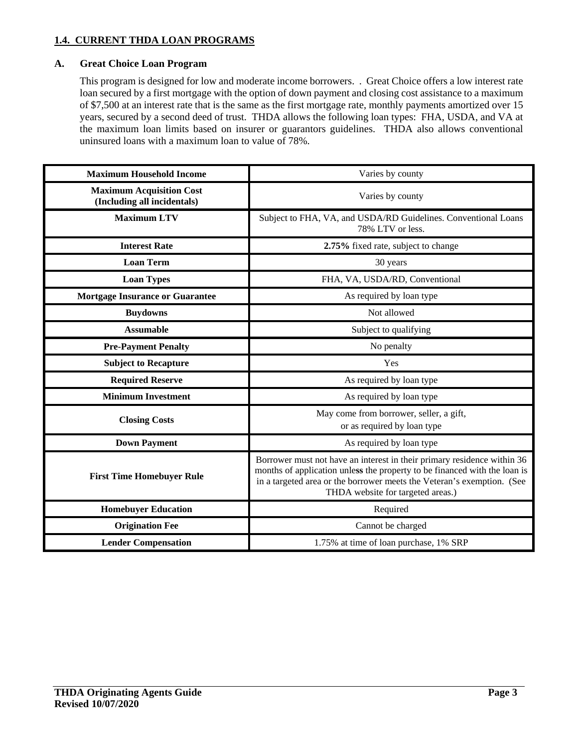## 1.4. CURRENT THDA LOAN PROGRAMS

### A. Great Choice Loan Program

This program is designed for low and moderate income borrowers. . Great Choice offers a low interest rate loan secured by a first mortgage with the option of down payment and closing cost assistance to a maximum of $7,500 at an interest rate that is the same as the first mortgage rate, monthly payments amortized over 15 years, secured by a second deed of trust. THDA allows the following loan types: FHA, USDA, and VA at the maximum loan limits based on insurer or guarantors guidelines. THDA also allows conventional uninsured loans with a maximum loan to value of 78%.

| | |
|---|---|
| **Maximum Household Income** | Varies by county |
| **Maximum Acquisition Cost (Including all incidentals)** | Varies by county |
| **Maximum LTV** | Subject to FHA, VA, and USDA/RD Guidelines. Conventional Loans 78% LTV or less. |
| **Interest Rate** | **2.75%** fixed rate, subject to change |
| **Loan Term** | 30 years |
| **Loan Types** | FHA, VA, USDA/RD, Conventional |
| **Mortgage Insurance or Guarantee** | As required by loan type |
| **Buydowns** | Not allowed |
| **Assumable** | Subject to qualifying |
| **Pre-Payment Penalty** | No penalty |
| **Subject to Recapture** | Yes |
| **Required Reserve** | As required by loan type |
| **Minimum Investment** | As required by loan type |
| **Closing Costs** | May come from borrower, seller, a gift, or as required by loan type |
| **Down Payment** | As required by loan type |
| **First Time Homebuyer Rule** | Borrower must not have an interest in their primary residence within 36 months of application unless the property to be financed with the loan is in a targeted area or the borrower meets the Veteran's exemption. (See THDA website for targeted areas.) |
| **Homebuyer Education** | Required |
| **Origination Fee** | Cannot be charged |
| **Lender Compensation** | 1.75% at time of loan purchase, 1% SRP |